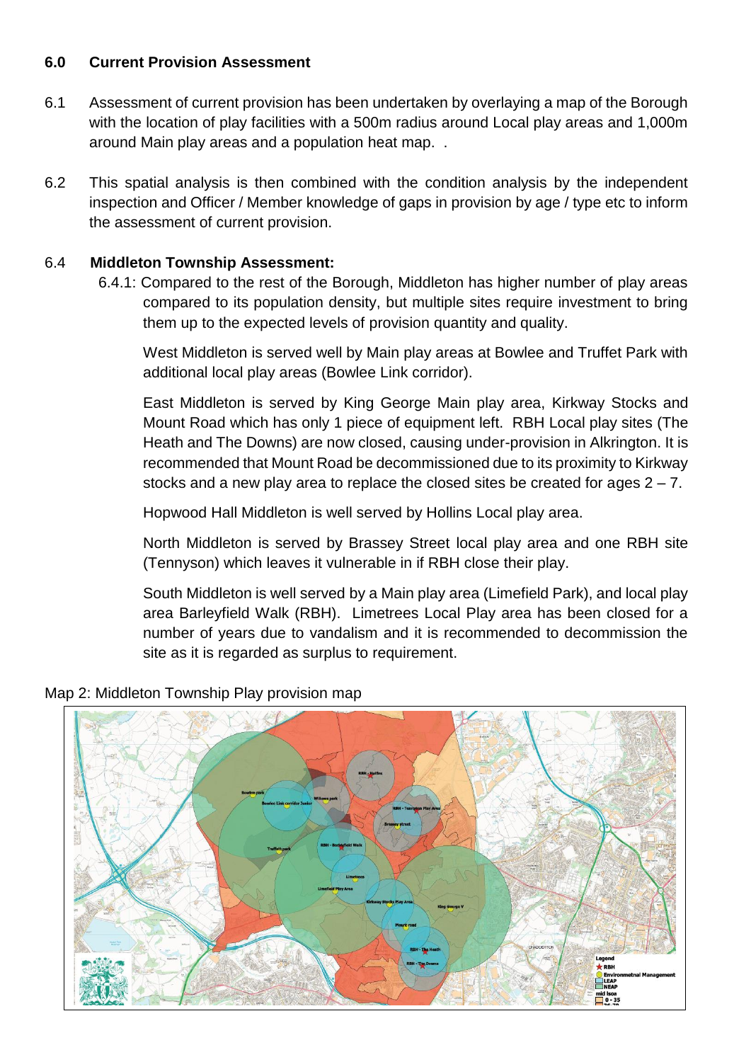## 6.0 Current Provision Assessment

6.1 Assessment of current provision has been undertaken by overlaying a map of the Borough with the location of play facilities with a 500m radius around Local play areas and 1,000m around Main play areas and a population heat map. .

6.2 This spatial analysis is then combined with the condition analysis by the independent inspection and Officer / Member knowledge of gaps in provision by age / type etc to inform the assessment of current provision.

### 6.4 Middleton Township Assessment:

6.4.1: Compared to the rest of the Borough, Middleton has higher number of play areas compared to its population density, but multiple sites require investment to bring them up to the expected levels of provision quantity and quality.

West Middleton is served well by Main play areas at Bowlee and Truffet Park with additional local play areas (Bowlee Link corridor).

East Middleton is served by King George Main play area, Kirkway Stocks and Mount Road which has only 1 piece of equipment left. RBH Local play sites (The Heath and The Downs) are now closed, causing under-provision in Alkrington. It is recommended that Mount Road be decommissioned due to its proximity to Kirkway stocks and a new play area to replace the closed sites be created for ages 2 – 7.

Hopwood Hall Middleton is well served by Hollins Local play area.

North Middleton is served by Brassey Street local play area and one RBH site (Tennyson) which leaves it vulnerable in if RBH close their play.

South Middleton is well served by a Main play area (Limefield Park), and local play area Barleyfield Walk (RBH). Limetrees Local Play area has been closed for a number of years due to vandalism and it is recommended to decommission the site as it is regarded as surplus to requirement.

Map 2: Middleton Township Play provision map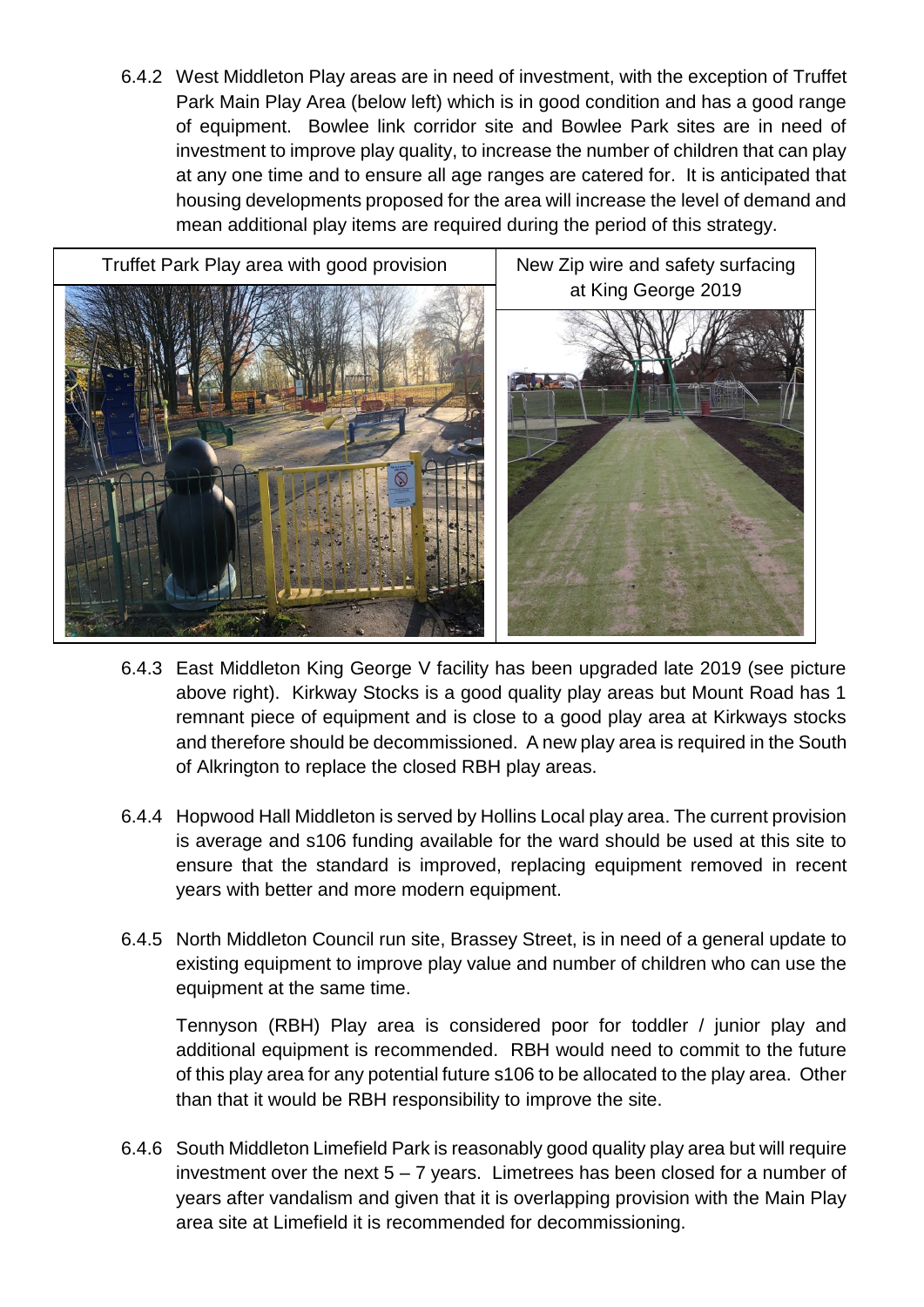6.4.2 West Middleton Play areas are in need of investment, with the exception of Truffet Park Main Play Area (below left) which is in good condition and has a good range of equipment. Bowlee link corridor site and Bowlee Park sites are in need of investment to improve play quality, to increase the number of children that can play at any one time and to ensure all age ranges are catered for. It is anticipated that housing developments proposed for the area will increase the level of demand and mean additional play items are required during the period of this strategy.

| Truffet Park Play area with good provision | New Zip wire and safety surfacing at King George 2019 |
|---|---|

6.4.3 East Middleton King George V facility has been upgraded late 2019 (see picture above right). Kirkway Stocks is a good quality play areas but Mount Road has 1 remnant piece of equipment and is close to a good play area at Kirkways stocks and therefore should be decommissioned. A new play area is required in the South of Alkrington to replace the closed RBH play areas.

6.4.4 Hopwood Hall Middleton is served by Hollins Local play area. The current provision is average and s106 funding available for the ward should be used at this site to ensure that the standard is improved, replacing equipment removed in recent years with better and more modern equipment.

6.4.5 North Middleton Council run site, Brassey Street, is in need of a general update to existing equipment to improve play value and number of children who can use the equipment at the same time.

Tennyson (RBH) Play area is considered poor for toddler / junior play and additional equipment is recommended. RBH would need to commit to the future of this play area for any potential future s106 to be allocated to the play area. Other than that it would be RBH responsibility to improve the site.

6.4.6 South Middleton Limefield Park is reasonably good quality play area but will require investment over the next 5 – 7 years. Limetrees has been closed for a number of years after vandalism and given that it is overlapping provision with the Main Play area site at Limefield it is recommended for decommissioning.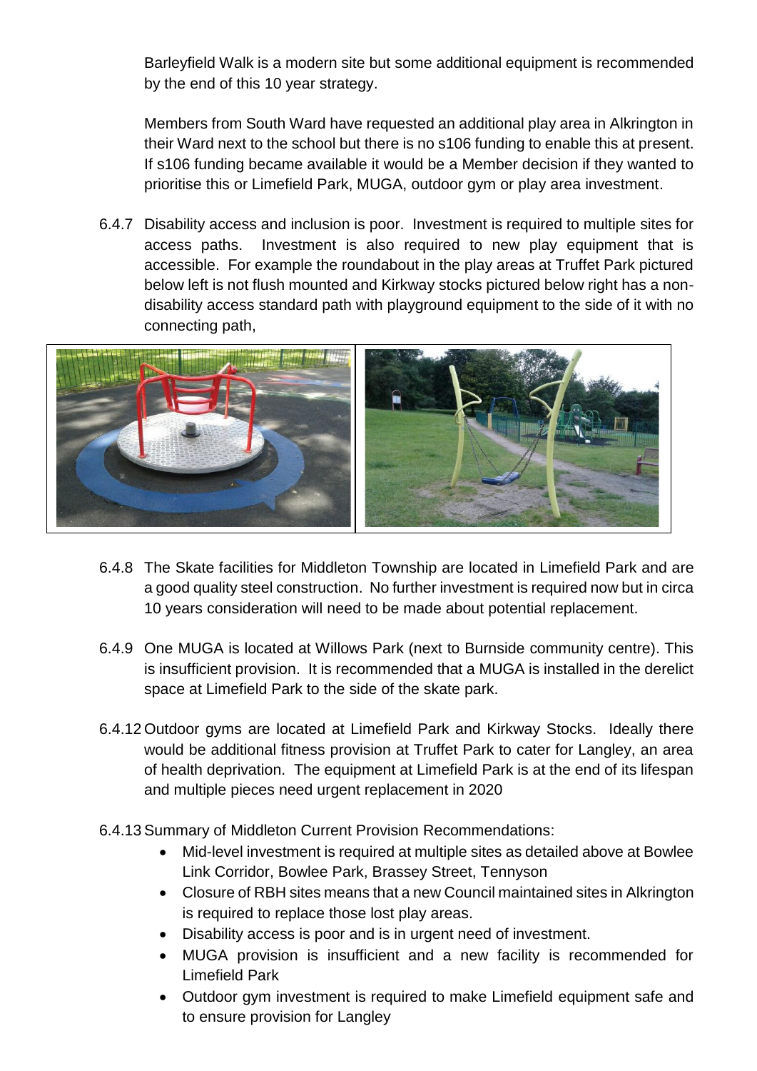Barleyfield Walk is a modern site but some additional equipment is recommended by the end of this 10 year strategy.

Members from South Ward have requested an additional play area in Alkrington in their Ward next to the school but there is no s106 funding to enable this at present. If s106 funding became available it would be a Member decision if they wanted to prioritise this or Limefield Park, MUGA, outdoor gym or play area investment.

6.4.7 Disability access and inclusion is poor. Investment is required to multiple sites for access paths. Investment is also required to new play equipment that is accessible. For example the roundabout in the play areas at Truffet Park pictured below left is not flush mounted and Kirkway stocks pictured below right has a non-disability access standard path with playground equipment to the side of it with no connecting path,

6.4.8 The Skate facilities for Middleton Township are located in Limefield Park and are a good quality steel construction. No further investment is required now but in circa 10 years consideration will need to be made about potential replacement.

6.4.9 One MUGA is located at Willows Park (next to Burnside community centre). This is insufficient provision. It is recommended that a MUGA is installed in the derelict space at Limefield Park to the side of the skate park.

6.4.12 Outdoor gyms are located at Limefield Park and Kirkway Stocks. Ideally there would be additional fitness provision at Truffet Park to cater for Langley, an area of health deprivation. The equipment at Limefield Park is at the end of its lifespan and multiple pieces need urgent replacement in 2020

6.4.13 Summary of Middleton Current Provision Recommendations:

- Mid-level investment is required at multiple sites as detailed above at Bowlee Link Corridor, Bowlee Park, Brassey Street, Tennyson
- Closure of RBH sites means that a new Council maintained sites in Alkrington is required to replace those lost play areas.
- Disability access is poor and is in urgent need of investment.
- MUGA provision is insufficient and a new facility is recommended for Limefield Park
- Outdoor gym investment is required to make Limefield equipment safe and to ensure provision for Langley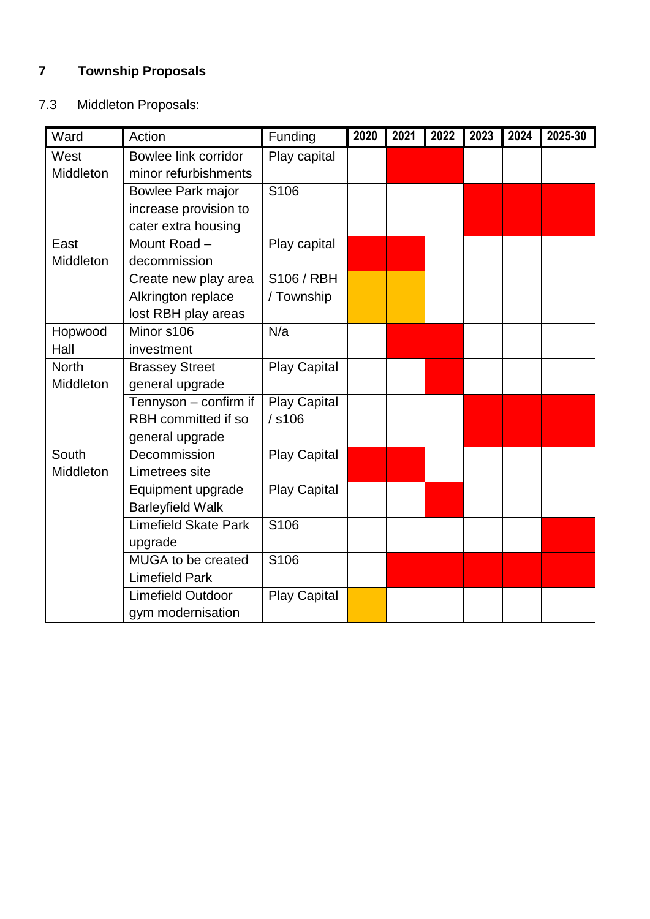# 7 Township Proposals

## 7.3 Middleton Proposals:

| Ward | Action | Funding | 2020 | 2021 | 2022 | 2023 | 2024 | 2025-30 |
|---|---|---|---|---|---|---|---|---|
| West Middleton | Bowlee link corridor minor refurbishments | Play capital | | Red | Red | | | |
| | Bowlee Park major increase provision to cater extra housing | S106 | | | | Red | Red | Red |
| East Middleton | Mount Road – decommission | Play capital | Red | Red | | | | |
| | Create new play area Alkrington replace lost RBH play areas | S106 / RBH / Township | Amber | Amber | | | | |
| Hopwood Hall | Minor s106 investment | N/a | | Red | Red | | | |
| North Middleton | Brassey Street general upgrade | Play Capital | | | Red | | | |
| | Tennyson – confirm if RBH committed if so general upgrade | Play Capital / s106 | | | | Red | Red | Red |
| South Middleton | Decommission Limetrees site | Play Capital | Red | Red | | | | |
| | Equipment upgrade Barleyfield Walk | Play Capital | | | Red | | | |
| | Limefield Skate Park upgrade | S106 | | | | | | Red |
| | MUGA to be created Limefield Park | S106 | | Red | Red | Red | Red | Red |
| | Limefield Outdoor gym modernisation | Play Capital | Amber | | | | | |